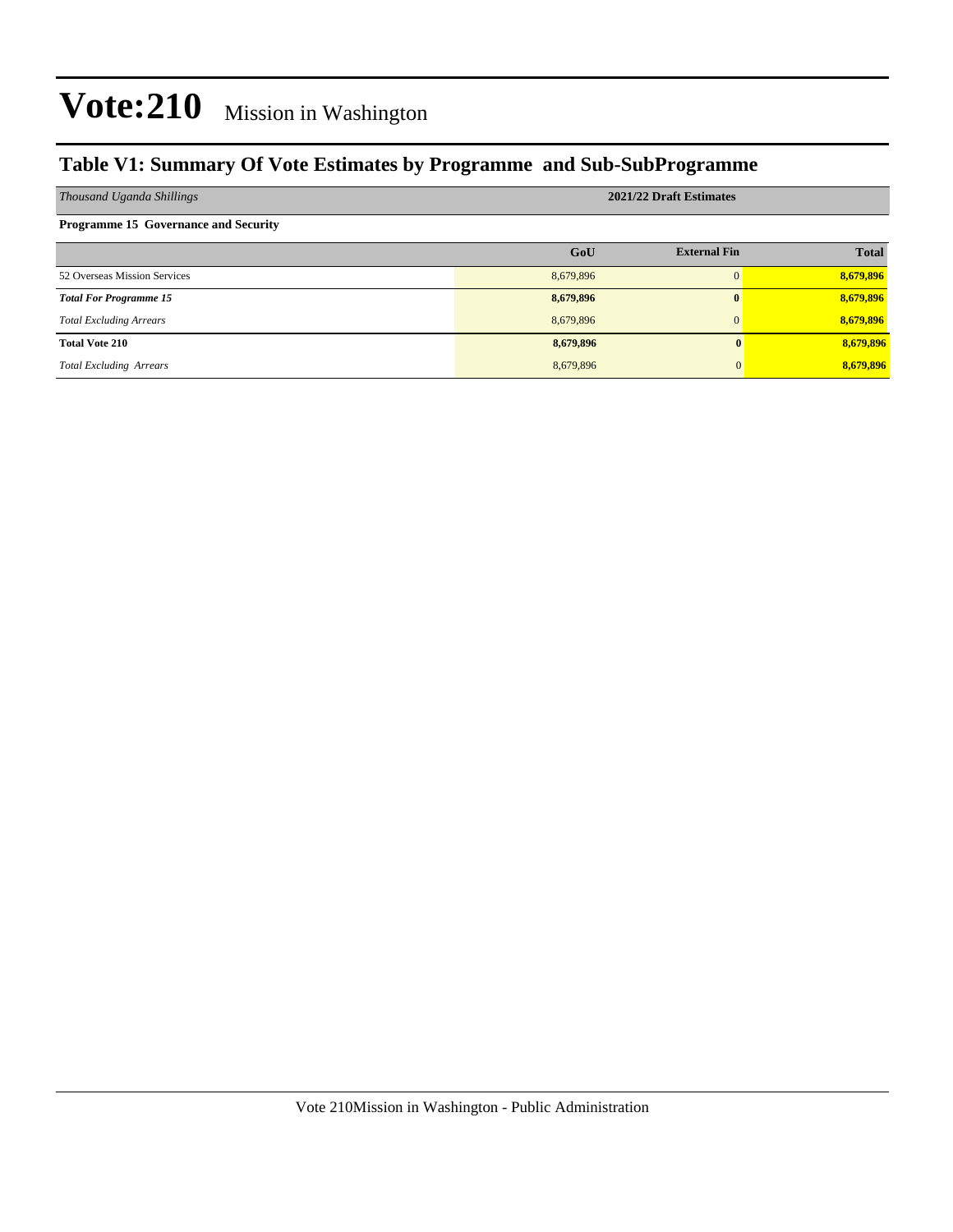# Vote:210 Mission in Washington

## Table V1: Summary Of Vote Estimates by Programme and Sub-SubProgramme

| *Thousand Uganda Shillings* | 2021/22 Draft Estimates | | |
|---|---|---|---|
| **Programme 15 Governance and Security** | | | |
| | **GoU** | **External Fin** | **Total** |
| 52 Overseas Mission Services | 8,679,896 | 0 | **8,679,896** |
| ***Total For Programme 15*** | **8,679,896** | **0** | **8,679,896** |
| *Total Excluding Arrears* | 8,679,896 | 0 | **8,679,896** |
| **Total Vote 210** | **8,679,896** | **0** | **8,679,896** |
| *Total Excluding Arrears* | 8,679,896 | 0 | **8,679,896** |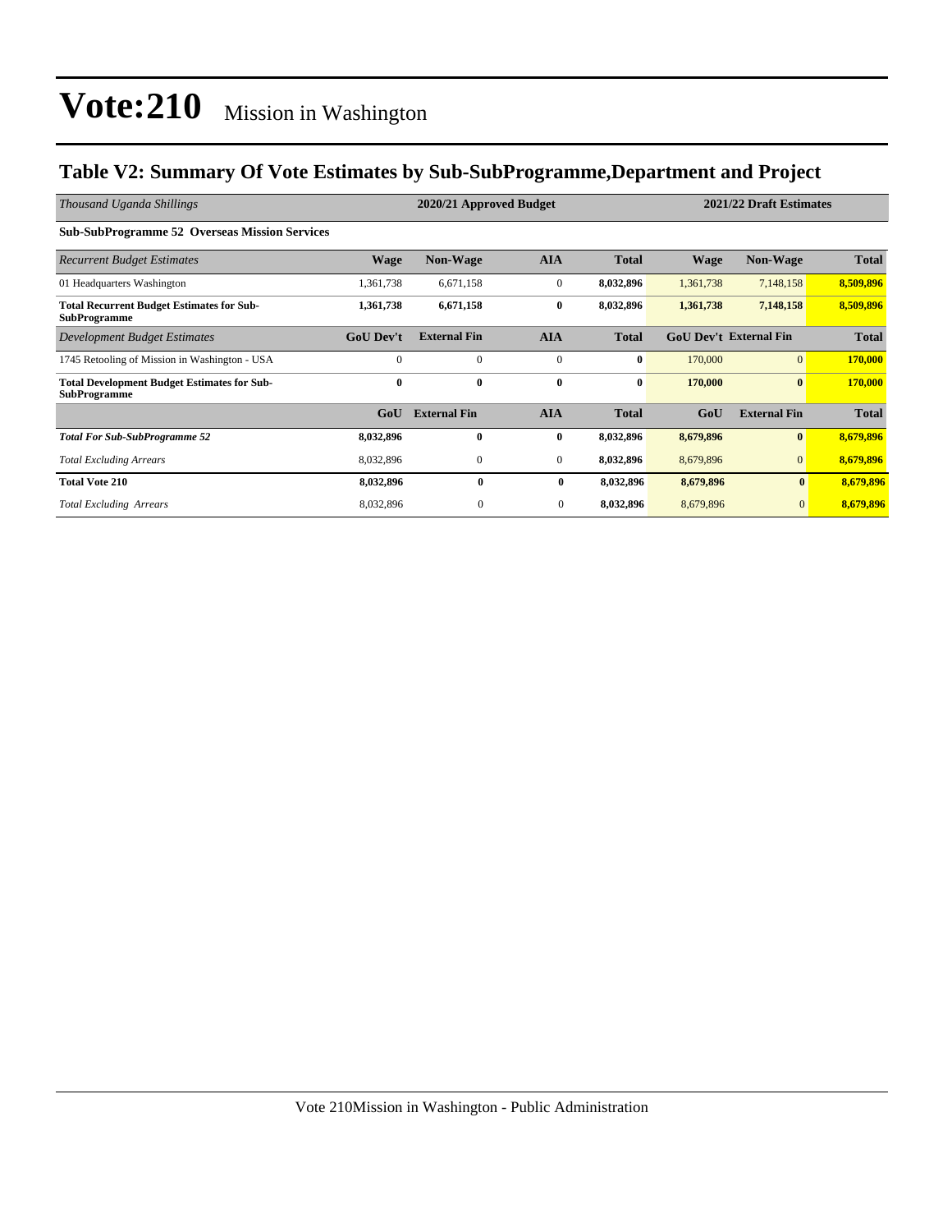# Vote:210 Mission in Washington

## Table V2: Summary Of Vote Estimates by Sub-SubProgramme,Department and Project

| *Thousand Uganda Shillings* | 2020/21 Approved Budget | | | | 2021/22 Draft Estimates | | |
|---|---|---|---|---|---|---|---|
| **Sub-SubProgramme 52 Overseas Mission Services** | | | | | | | |
| *Recurrent Budget Estimates* | **Wage** | **Non-Wage** | **AIA** | **Total** | **Wage** | **Non-Wage** | **Total** |
| 01 Headquarters Washington | 1,361,738 | 6,671,158 | 0 | **8,032,896** | 1,361,738 | 7,148,158 | **8,509,896** |
| **Total Recurrent Budget Estimates for Sub-SubProgramme** | **1,361,738** | **6,671,158** | **0** | **8,032,896** | **1,361,738** | **7,148,158** | **8,509,896** |
| *Development Budget Estimates* | **GoU Dev't** | **External Fin** | **AIA** | **Total** | **GoU Dev't** | **External Fin** | **Total** |
| 1745 Retooling of Mission in Washington - USA | 0 | 0 | 0 | **0** | 170,000 | 0 | **170,000** |
| **Total Development Budget Estimates for Sub-SubProgramme** | **0** | **0** | **0** | **0** | **170,000** | **0** | **170,000** |
| | **GoU** | **External Fin** | **AIA** | **Total** | **GoU** | **External Fin** | **Total** |
| ***Total For Sub-SubProgramme 52*** | **8,032,896** | **0** | **0** | **8,032,896** | **8,679,896** | **0** | **8,679,896** |
| *Total Excluding Arrears* | 8,032,896 | 0 | 0 | **8,032,896** | 8,679,896 | 0 | **8,679,896** |
| **Total Vote 210** | **8,032,896** | **0** | **0** | **8,032,896** | **8,679,896** | **0** | **8,679,896** |
| *Total Excluding Arrears* | 8,032,896 | 0 | 0 | **8,032,896** | 8,679,896 | 0 | **8,679,896** |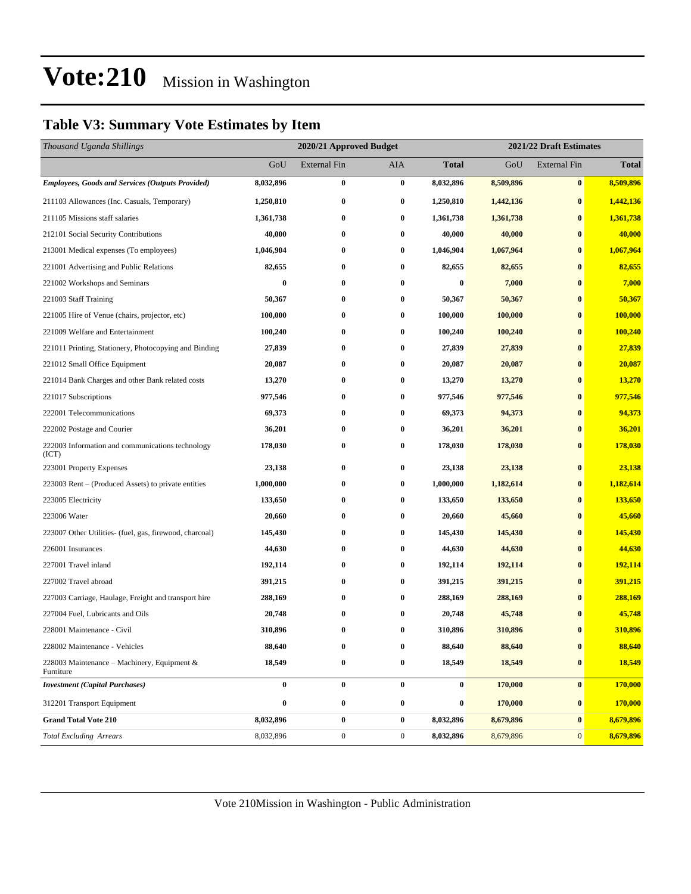# Vote:210 Mission in Washington

## Table V3: Summary Vote Estimates by Item

| *Thousand Uganda Shillings* | 2020/21 Approved Budget | | | | 2021/22 Draft Estimates | | |
|---|---|---|---|---|---|---|---|
| | GoU | External Fin | AIA | Total | GoU | External Fin | Total |
| ***Employees, Goods and Services (Outputs Provided)*** | **8,032,896** | **0** | **0** | **8,032,896** | **8,509,896** | **0** | **8,509,896** |
| 211103 Allowances (Inc. Casuals, Temporary) | **1,250,810** | **0** | **0** | **1,250,810** | **1,442,136** | **0** | **1,442,136** |
| 211105 Missions staff salaries | **1,361,738** | **0** | **0** | **1,361,738** | **1,361,738** | **0** | **1,361,738** |
| 212101 Social Security Contributions | **40,000** | **0** | **0** | **40,000** | **40,000** | **0** | **40,000** |
| 213001 Medical expenses (To employees) | **1,046,904** | **0** | **0** | **1,046,904** | **1,067,964** | **0** | **1,067,964** |
| 221001 Advertising and Public Relations | **82,655** | **0** | **0** | **82,655** | **82,655** | **0** | **82,655** |
| 221002 Workshops and Seminars | **0** | **0** | **0** | **0** | **7,000** | **0** | **7,000** |
| 221003 Staff Training | **50,367** | **0** | **0** | **50,367** | **50,367** | **0** | **50,367** |
| 221005 Hire of Venue (chairs, projector, etc) | **100,000** | **0** | **0** | **100,000** | **100,000** | **0** | **100,000** |
| 221009 Welfare and Entertainment | **100,240** | **0** | **0** | **100,240** | **100,240** | **0** | **100,240** |
| 221011 Printing, Stationery, Photocopying and Binding | **27,839** | **0** | **0** | **27,839** | **27,839** | **0** | **27,839** |
| 221012 Small Office Equipment | **20,087** | **0** | **0** | **20,087** | **20,087** | **0** | **20,087** |
| 221014 Bank Charges and other Bank related costs | **13,270** | **0** | **0** | **13,270** | **13,270** | **0** | **13,270** |
| 221017 Subscriptions | **977,546** | **0** | **0** | **977,546** | **977,546** | **0** | **977,546** |
| 222001 Telecommunications | **69,373** | **0** | **0** | **69,373** | **94,373** | **0** | **94,373** |
| 222002 Postage and Courier | **36,201** | **0** | **0** | **36,201** | **36,201** | **0** | **36,201** |
| 222003 Information and communications technology (ICT) | **178,030** | **0** | **0** | **178,030** | **178,030** | **0** | **178,030** |
| 223001 Property Expenses | **23,138** | **0** | **0** | **23,138** | **23,138** | **0** | **23,138** |
| 223003 Rent – (Produced Assets) to private entities | **1,000,000** | **0** | **0** | **1,000,000** | **1,182,614** | **0** | **1,182,614** |
| 223005 Electricity | **133,650** | **0** | **0** | **133,650** | **133,650** | **0** | **133,650** |
| 223006 Water | **20,660** | **0** | **0** | **20,660** | **45,660** | **0** | **45,660** |
| 223007 Other Utilities- (fuel, gas, firewood, charcoal) | **145,430** | **0** | **0** | **145,430** | **145,430** | **0** | **145,430** |
| 226001 Insurances | **44,630** | **0** | **0** | **44,630** | **44,630** | **0** | **44,630** |
| 227001 Travel inland | **192,114** | **0** | **0** | **192,114** | **192,114** | **0** | **192,114** |
| 227002 Travel abroad | **391,215** | **0** | **0** | **391,215** | **391,215** | **0** | **391,215** |
| 227003 Carriage, Haulage, Freight and transport hire | **288,169** | **0** | **0** | **288,169** | **288,169** | **0** | **288,169** |
| 227004 Fuel, Lubricants and Oils | **20,748** | **0** | **0** | **20,748** | **45,748** | **0** | **45,748** |
| 228001 Maintenance - Civil | **310,896** | **0** | **0** | **310,896** | **310,896** | **0** | **310,896** |
| 228002 Maintenance - Vehicles | **88,640** | **0** | **0** | **88,640** | **88,640** | **0** | **88,640** |
| 228003 Maintenance – Machinery, Equipment & Furniture | **18,549** | **0** | **0** | **18,549** | **18,549** | **0** | **18,549** |
| ***Investment (Capital Purchases)*** | **0** | **0** | **0** | **0** | **170,000** | **0** | **170,000** |
| 312201 Transport Equipment | **0** | **0** | **0** | **0** | **170,000** | **0** | **170,000** |
| **Grand Total Vote 210** | **8,032,896** | **0** | **0** | **8,032,896** | **8,679,896** | **0** | **8,679,896** |
| *Total Excluding Arrears* | 8,032,896 | 0 | 0 | **8,032,896** | 8,679,896 | 0 | **8,679,896** |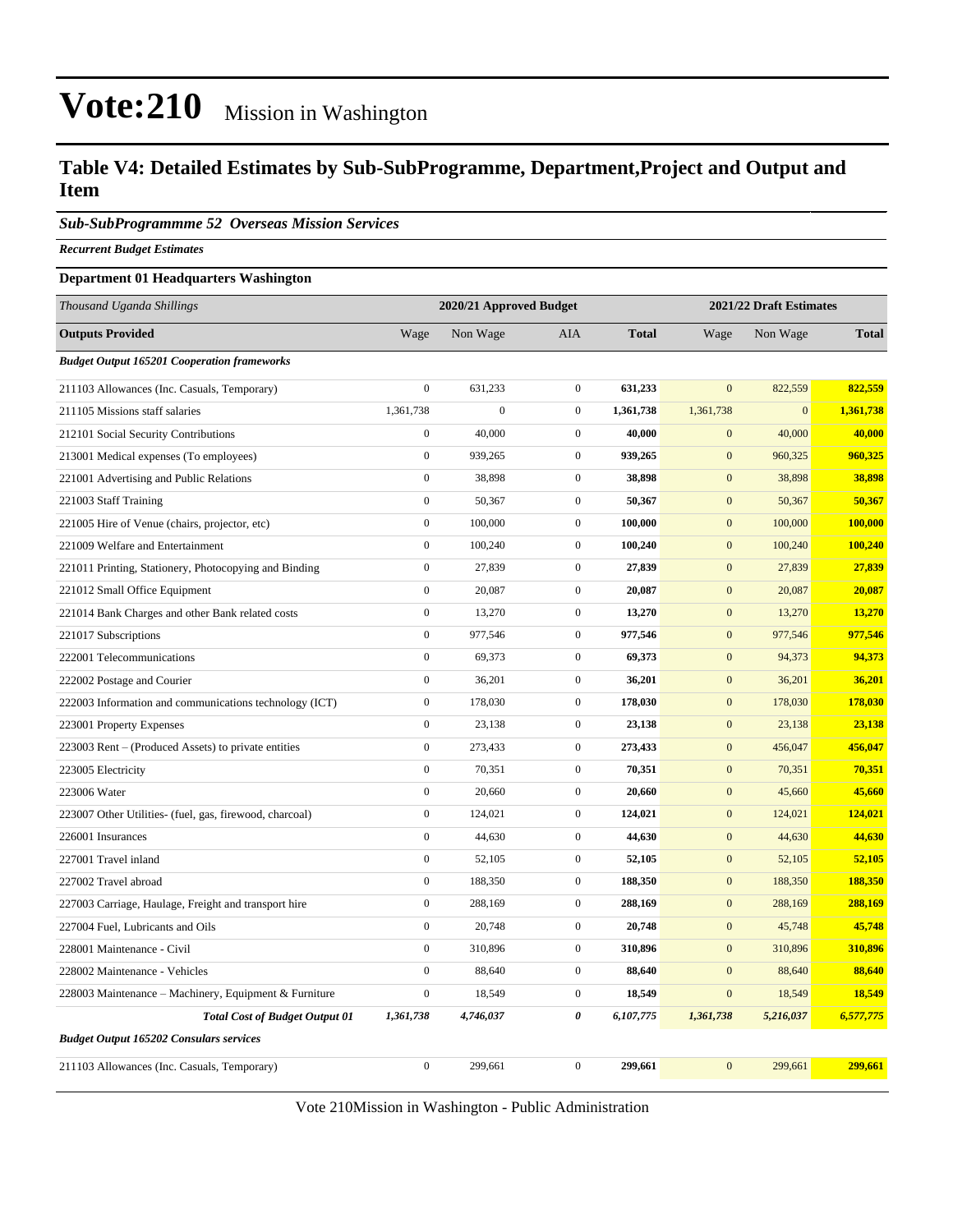# Vote:210 Mission in Washington

## Table V4: Detailed Estimates by Sub-SubProgramme, Department,Project and Output and Item

### *Sub-SubProgrammme 52 Overseas Mission Services*

***Recurrent Budget Estimates***

**Department 01 Headquarters Washington**

| *Thousand Uganda Shillings* | 2020/21 Approved Budget | | | | 2021/22 Draft Estimates | | |
|---|---|---|---|---|---|---|---|
| **Outputs Provided** | Wage | Non Wage | AIA | **Total** | Wage | Non Wage | **Total** |
| ***Budget Output 165201 Cooperation frameworks*** | | | | | | | |
| 211103 Allowances (Inc. Casuals, Temporary) | 0 | 631,233 | 0 | **631,233** | 0 | 822,559 | **822,559** |
| 211105 Missions staff salaries | 1,361,738 | 0 | 0 | **1,361,738** | 1,361,738 | 0 | **1,361,738** |
| 212101 Social Security Contributions | 0 | 40,000 | 0 | **40,000** | 0 | 40,000 | **40,000** |
| 213001 Medical expenses (To employees) | 0 | 939,265 | 0 | **939,265** | 0 | 960,325 | **960,325** |
| 221001 Advertising and Public Relations | 0 | 38,898 | 0 | **38,898** | 0 | 38,898 | **38,898** |
| 221003 Staff Training | 0 | 50,367 | 0 | **50,367** | 0 | 50,367 | **50,367** |
| 221005 Hire of Venue (chairs, projector, etc) | 0 | 100,000 | 0 | **100,000** | 0 | 100,000 | **100,000** |
| 221009 Welfare and Entertainment | 0 | 100,240 | 0 | **100,240** | 0 | 100,240 | **100,240** |
| 221011 Printing, Stationery, Photocopying and Binding | 0 | 27,839 | 0 | **27,839** | 0 | 27,839 | **27,839** |
| 221012 Small Office Equipment | 0 | 20,087 | 0 | **20,087** | 0 | 20,087 | **20,087** |
| 221014 Bank Charges and other Bank related costs | 0 | 13,270 | 0 | **13,270** | 0 | 13,270 | **13,270** |
| 221017 Subscriptions | 0 | 977,546 | 0 | **977,546** | 0 | 977,546 | **977,546** |
| 222001 Telecommunications | 0 | 69,373 | 0 | **69,373** | 0 | 94,373 | **94,373** |
| 222002 Postage and Courier | 0 | 36,201 | 0 | **36,201** | 0 | 36,201 | **36,201** |
| 222003 Information and communications technology (ICT) | 0 | 178,030 | 0 | **178,030** | 0 | 178,030 | **178,030** |
| 223001 Property Expenses | 0 | 23,138 | 0 | **23,138** | 0 | 23,138 | **23,138** |
| 223003 Rent – (Produced Assets) to private entities | 0 | 273,433 | 0 | **273,433** | 0 | 456,047 | **456,047** |
| 223005 Electricity | 0 | 70,351 | 0 | **70,351** | 0 | 70,351 | **70,351** |
| 223006 Water | 0 | 20,660 | 0 | **20,660** | 0 | 45,660 | **45,660** |
| 223007 Other Utilities- (fuel, gas, firewood, charcoal) | 0 | 124,021 | 0 | **124,021** | 0 | 124,021 | **124,021** |
| 226001 Insurances | 0 | 44,630 | 0 | **44,630** | 0 | 44,630 | **44,630** |
| 227001 Travel inland | 0 | 52,105 | 0 | **52,105** | 0 | 52,105 | **52,105** |
| 227002 Travel abroad | 0 | 188,350 | 0 | **188,350** | 0 | 188,350 | **188,350** |
| 227003 Carriage, Haulage, Freight and transport hire | 0 | 288,169 | 0 | **288,169** | 0 | 288,169 | **288,169** |
| 227004 Fuel, Lubricants and Oils | 0 | 20,748 | 0 | **20,748** | 0 | 45,748 | **45,748** |
| 228001 Maintenance - Civil | 0 | 310,896 | 0 | **310,896** | 0 | 310,896 | **310,896** |
| 228002 Maintenance - Vehicles | 0 | 88,640 | 0 | **88,640** | 0 | 88,640 | **88,640** |
| 228003 Maintenance – Machinery, Equipment & Furniture | 0 | 18,549 | 0 | **18,549** | 0 | 18,549 | **18,549** |
| ***Total Cost of Budget Output 01*** | ***1,361,738*** | ***4,746,037*** | ***0*** | ***6,107,775*** | ***1,361,738*** | ***5,216,037*** | ***6,577,775*** |
| ***Budget Output 165202 Consulars services*** | | | | | | | |
| 211103 Allowances (Inc. Casuals, Temporary) | 0 | 299,661 | 0 | **299,661** | 0 | 299,661 | **299,661** |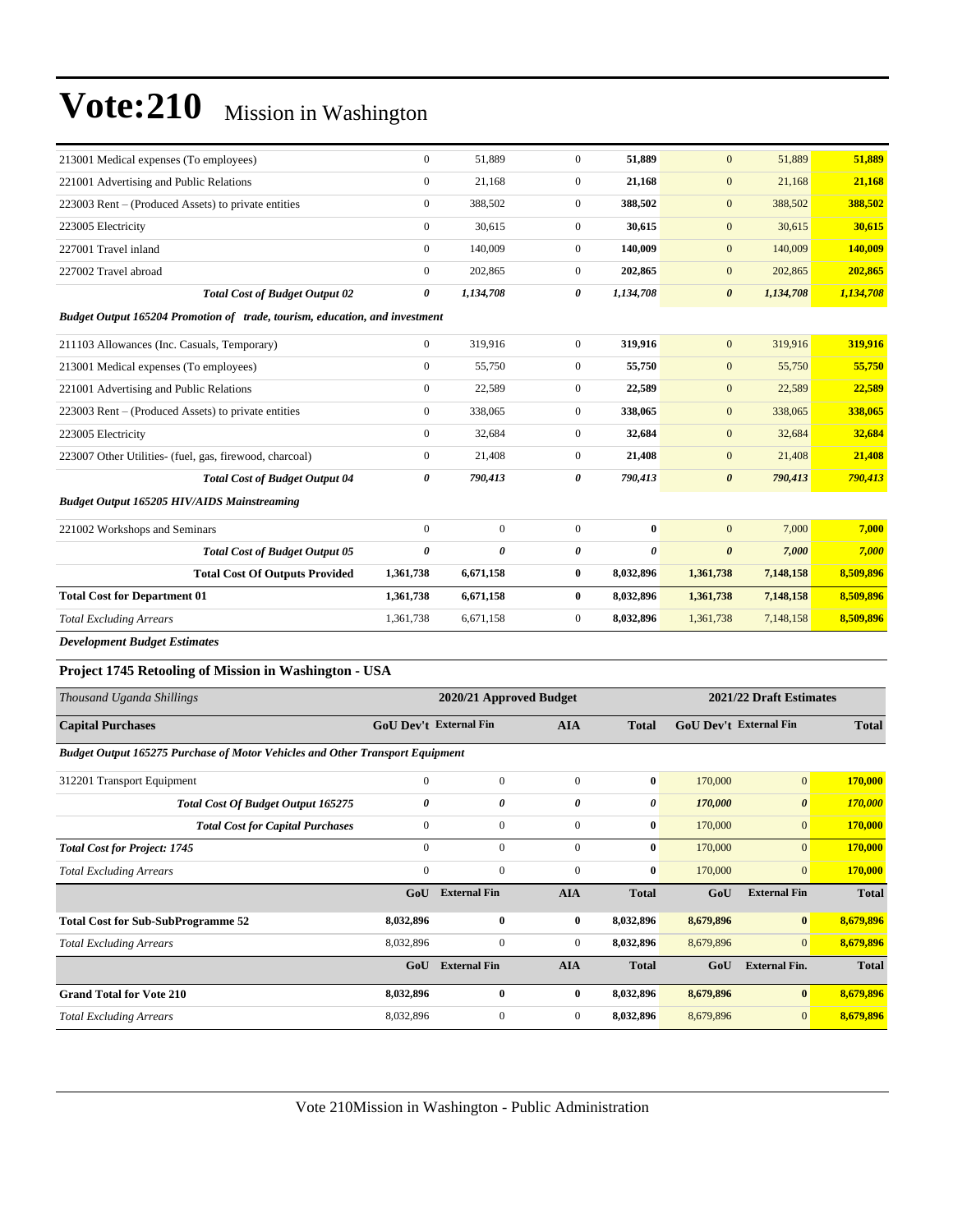# Vote:210 Mission in Washington

| | | | | | | | |
|---|---|---|---|---|---|---|---|
| 213001 Medical expenses (To employees) | 0 | 51,889 | 0 | **51,889** | 0 | 51,889 | **51,889** |
| 221001 Advertising and Public Relations | 0 | 21,168 | 0 | **21,168** | 0 | 21,168 | **21,168** |
| 223003 Rent – (Produced Assets) to private entities | 0 | 388,502 | 0 | **388,502** | 0 | 388,502 | **388,502** |
| 223005 Electricity | 0 | 30,615 | 0 | **30,615** | 0 | 30,615 | **30,615** |
| 227001 Travel inland | 0 | 140,009 | 0 | **140,009** | 0 | 140,009 | **140,009** |
| 227002 Travel abroad | 0 | 202,865 | 0 | **202,865** | 0 | 202,865 | **202,865** |
| ***Total Cost of Budget Output 02*** | ***0*** | ***1,134,708*** | ***0*** | ***1,134,708*** | ***0*** | ***1,134,708*** | ***1,134,708*** |
| ***Budget Output 165204 Promotion of trade, tourism, education, and investment*** | | | | | | | |
| 211103 Allowances (Inc. Casuals, Temporary) | 0 | 319,916 | 0 | **319,916** | 0 | 319,916 | **319,916** |
| 213001 Medical expenses (To employees) | 0 | 55,750 | 0 | **55,750** | 0 | 55,750 | **55,750** |
| 221001 Advertising and Public Relations | 0 | 22,589 | 0 | **22,589** | 0 | 22,589 | **22,589** |
| 223003 Rent – (Produced Assets) to private entities | 0 | 338,065 | 0 | **338,065** | 0 | 338,065 | **338,065** |
| 223005 Electricity | 0 | 32,684 | 0 | **32,684** | 0 | 32,684 | **32,684** |
| 223007 Other Utilities- (fuel, gas, firewood, charcoal) | 0 | 21,408 | 0 | **21,408** | 0 | 21,408 | **21,408** |
| ***Total Cost of Budget Output 04*** | ***0*** | ***790,413*** | ***0*** | ***790,413*** | ***0*** | ***790,413*** | ***790,413*** |
| ***Budget Output 165205 HIV/AIDS Mainstreaming*** | | | | | | | |
| 221002 Workshops and Seminars | 0 | 0 | 0 | **0** | 0 | 7,000 | **7,000** |
| ***Total Cost of Budget Output 05*** | ***0*** | ***0*** | ***0*** | ***0*** | ***0*** | ***7,000*** | ***7,000*** |
| **Total Cost Of Outputs Provided** | **1,361,738** | **6,671,158** | **0** | **8,032,896** | **1,361,738** | **7,148,158** | **8,509,896** |
| **Total Cost for Department 01** | **1,361,738** | **6,671,158** | **0** | **8,032,896** | **1,361,738** | **7,148,158** | **8,509,896** |
| *Total Excluding Arrears* | 1,361,738 | 6,671,158 | 0 | **8,032,896** | 1,361,738 | 7,148,158 | **8,509,896** |

***Development Budget Estimates***

### Project 1745 Retooling of Mission in Washington - USA

| *Thousand Uganda Shillings* | 2020/21 Approved Budget | | | | 2021/22 Draft Estimates | | |
|---|---|---|---|---|---|---|---|
| **Capital Purchases** | **GoU Dev't** | **External Fin** | **AIA** | **Total** | **GoU Dev't** | **External Fin** | **Total** |
| ***Budget Output 165275 Purchase of Motor Vehicles and Other Transport Equipment*** | | | | | | | |
| 312201 Transport Equipment | 0 | 0 | 0 | **0** | 170,000 | 0 | **170,000** |
| ***Total Cost Of Budget Output 165275*** | ***0*** | ***0*** | ***0*** | ***0*** | ***170,000*** | ***0*** | ***170,000*** |
| ***Total Cost for Capital Purchases*** | 0 | 0 | 0 | **0** | 170,000 | 0 | **170,000** |
| ***Total Cost for Project: 1745*** | 0 | 0 | 0 | **0** | 170,000 | 0 | **170,000** |
| *Total Excluding Arrears* | 0 | 0 | 0 | **0** | 170,000 | 0 | **170,000** |

| | GoU | External Fin | AIA | Total | GoU | External Fin | Total |
|---|---|---|---|---|---|---|---|
| **Total Cost for Sub-SubProgramme 52** | **8,032,896** | **0** | **0** | **8,032,896** | **8,679,896** | **0** | **8,679,896** |
| *Total Excluding Arrears* | 8,032,896 | 0 | 0 | **8,032,896** | 8,679,896 | 0 | **8,679,896** |

| | GoU | External Fin | AIA | Total | GoU | External Fin. | Total |
|---|---|---|---|---|---|---|---|
| **Grand Total for Vote 210** | **8,032,896** | **0** | **0** | **8,032,896** | **8,679,896** | **0** | **8,679,896** |
| *Total Excluding Arrears* | 8,032,896 | 0 | 0 | **8,032,896** | 8,679,896 | 0 | **8,679,896** |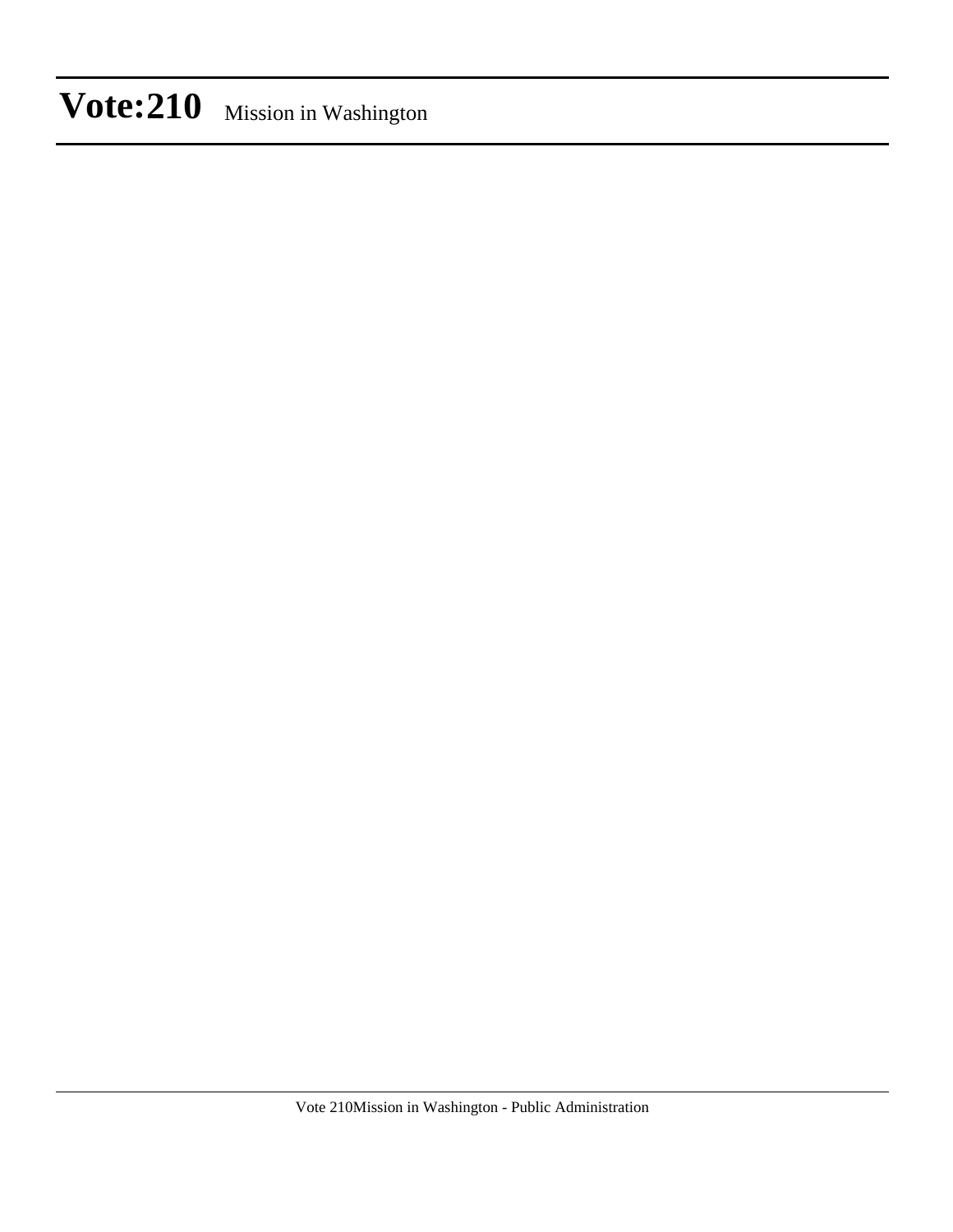# Vote:210 Mission in Washington